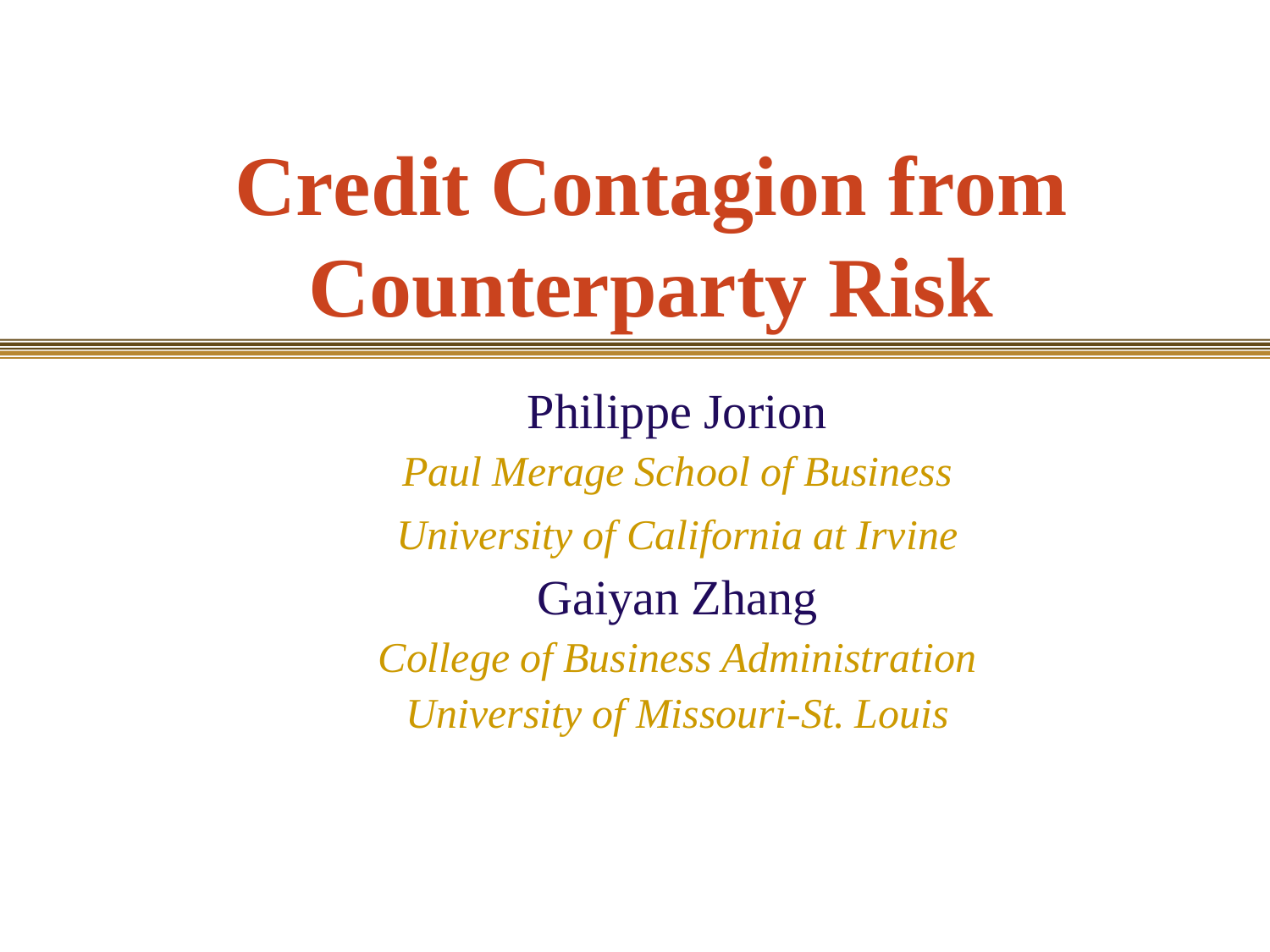# Credit Contagion from Counterparty Risk

Philippe Jorion

*Paul Merage School of Business*

*University of California at Irvine*

Gaiyan Zhang

*College of Business Administration*

*University of Missouri-St. Louis*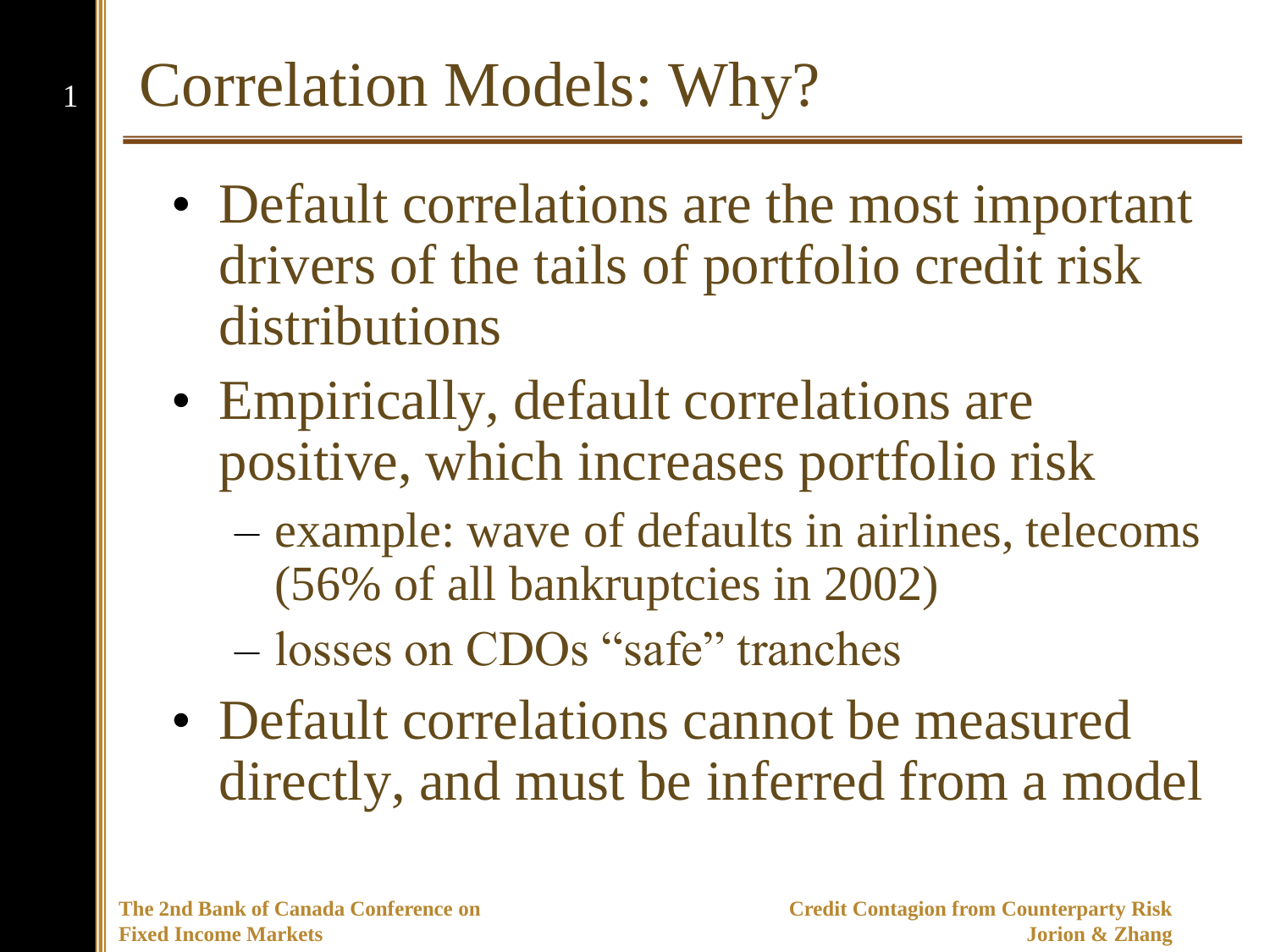# Correlation Models: Why?

- Default correlations are the most important drivers of the tails of portfolio credit risk distributions
- Empirically, default correlations are positive, which increases portfolio risk
  - example: wave of defaults in airlines, telecoms (56% of all bankruptcies in 2002)
  - losses on CDOs "safe" tranches
- Default correlations cannot be measured directly, and must be inferred from a model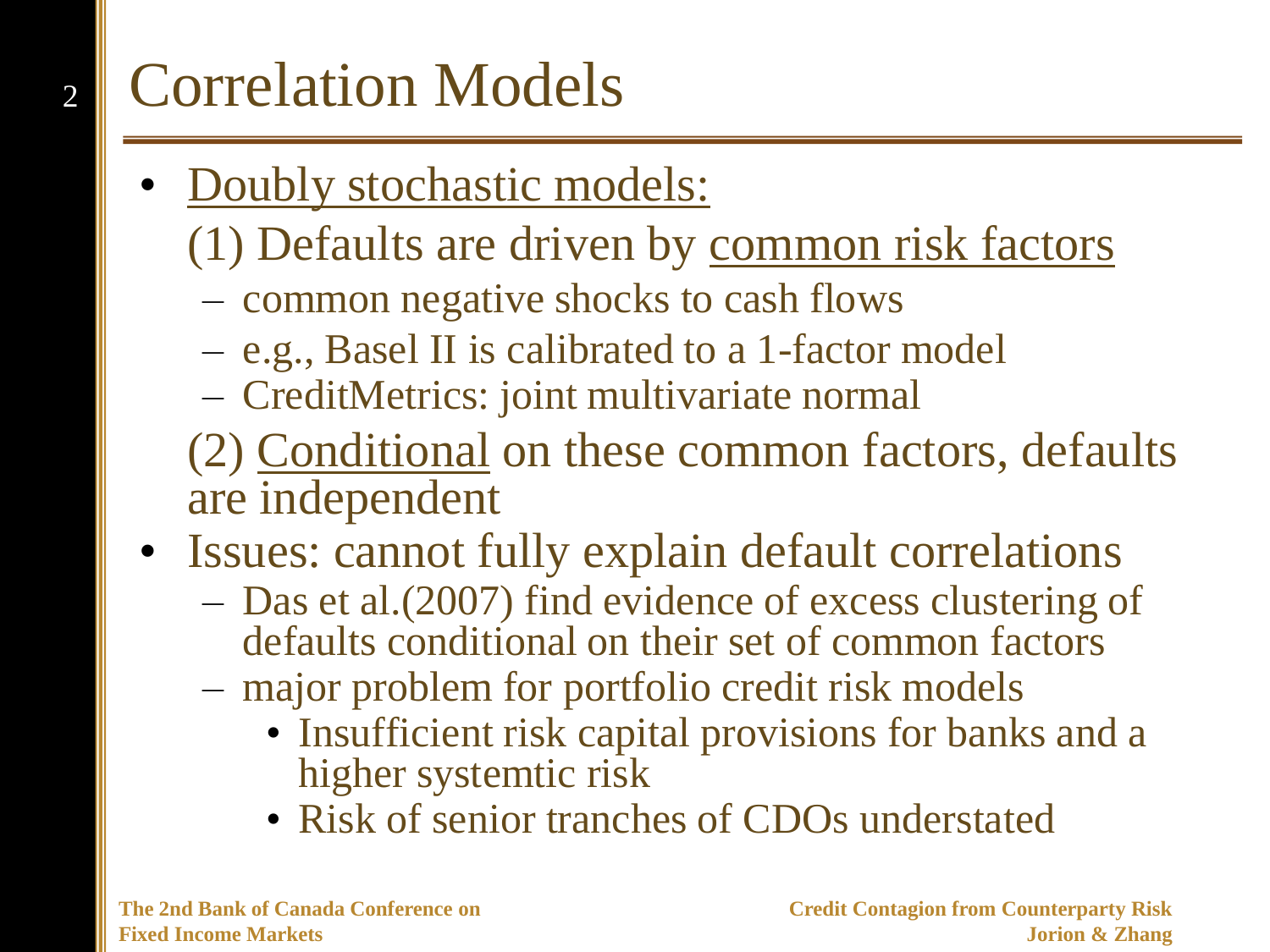# Correlation Models

- Doubly stochastic models:

  (1) Defaults are driven by common risk factors

  - common negative shocks to cash flows
  - e.g., Basel II is calibrated to a 1-factor model
  - CreditMetrics: joint multivariate normal

  (2) Conditional on these common factors, defaults are independent

- Issues: cannot fully explain default correlations
  - Das et al.(2007) find evidence of excess clustering of defaults conditional on their set of common factors
  - major problem for portfolio credit risk models
    - Insufficient risk capital provisions for banks and a higher systemtic risk
    - Risk of senior tranches of CDOs understated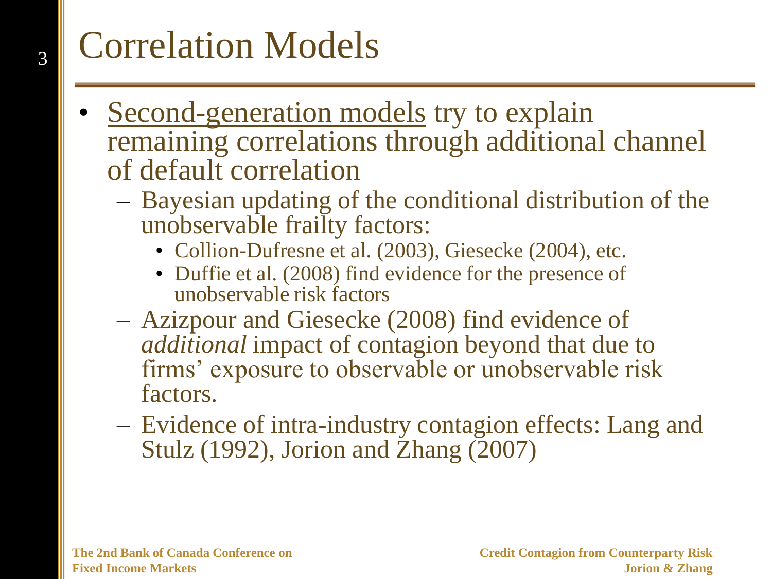# Correlation Models

- Second-generation models try to explain remaining correlations through additional channel of default correlation
  - Bayesian updating of the conditional distribution of the unobservable frailty factors:
    - Collion-Dufresne et al. (2003), Giesecke (2004), etc.
    - Duffie et al. (2008) find evidence for the presence of unobservable risk factors
  - Azizpour and Giesecke (2008) find evidence of *additional* impact of contagion beyond that due to firms' exposure to observable or unobservable risk factors.
  - Evidence of intra-industry contagion effects: Lang and Stulz (1992), Jorion and Zhang (2007)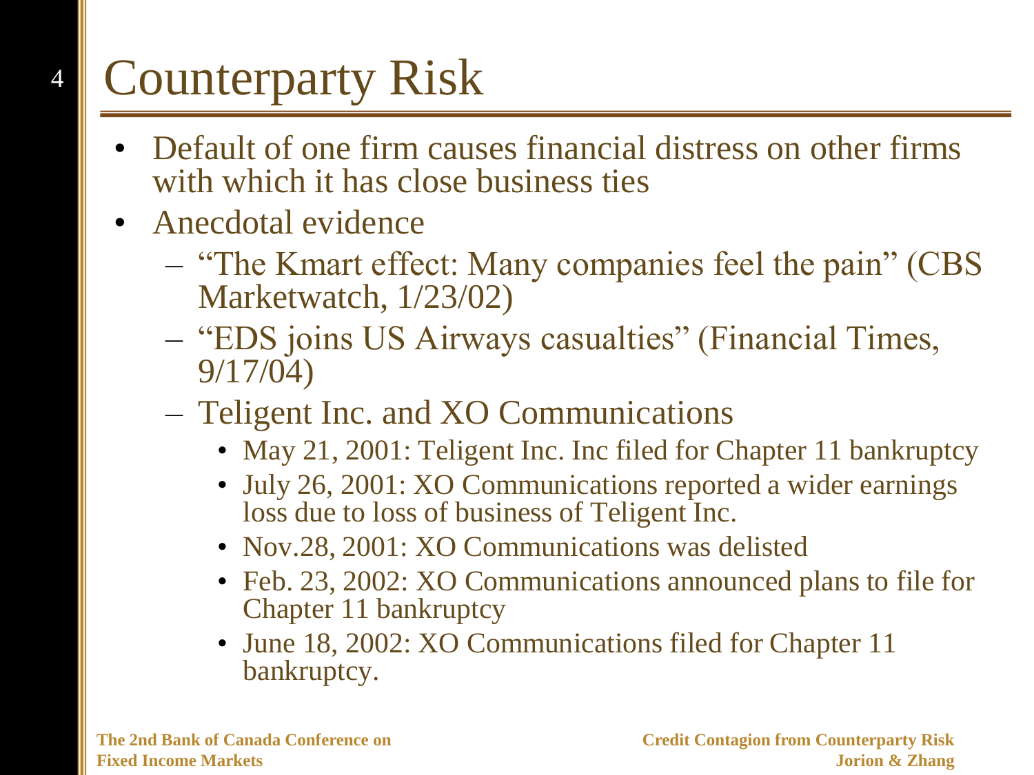# Counterparty Risk

- Default of one firm causes financial distress on other firms with which it has close business ties
- Anecdotal evidence
  - "The Kmart effect: Many companies feel the pain" (CBS Marketwatch, 1/23/02)
  - "EDS joins US Airways casualties" (Financial Times, 9/17/04)
  - Teligent Inc. and XO Communications
    - May 21, 2001: Teligent Inc. Inc filed for Chapter 11 bankruptcy
    - July 26, 2001: XO Communications reported a wider earnings loss due to loss of business of Teligent Inc.
    - Nov.28, 2001: XO Communications was delisted
    - Feb. 23, 2002: XO Communications announced plans to file for Chapter 11 bankruptcy
    - June 18, 2002: XO Communications filed for Chapter 11 bankruptcy.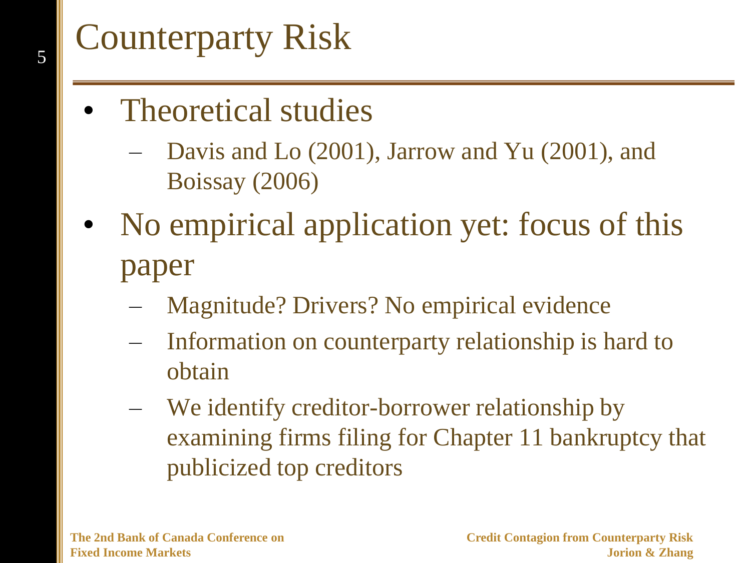# Counterparty Risk

- Theoretical studies
  - Davis and Lo (2001), Jarrow and Yu (2001), and Boissay (2006)
- No empirical application yet: focus of this paper
  - Magnitude? Drivers? No empirical evidence
  - Information on counterparty relationship is hard to obtain
  - We identify creditor-borrower relationship by examining firms filing for Chapter 11 bankruptcy that publicized top creditors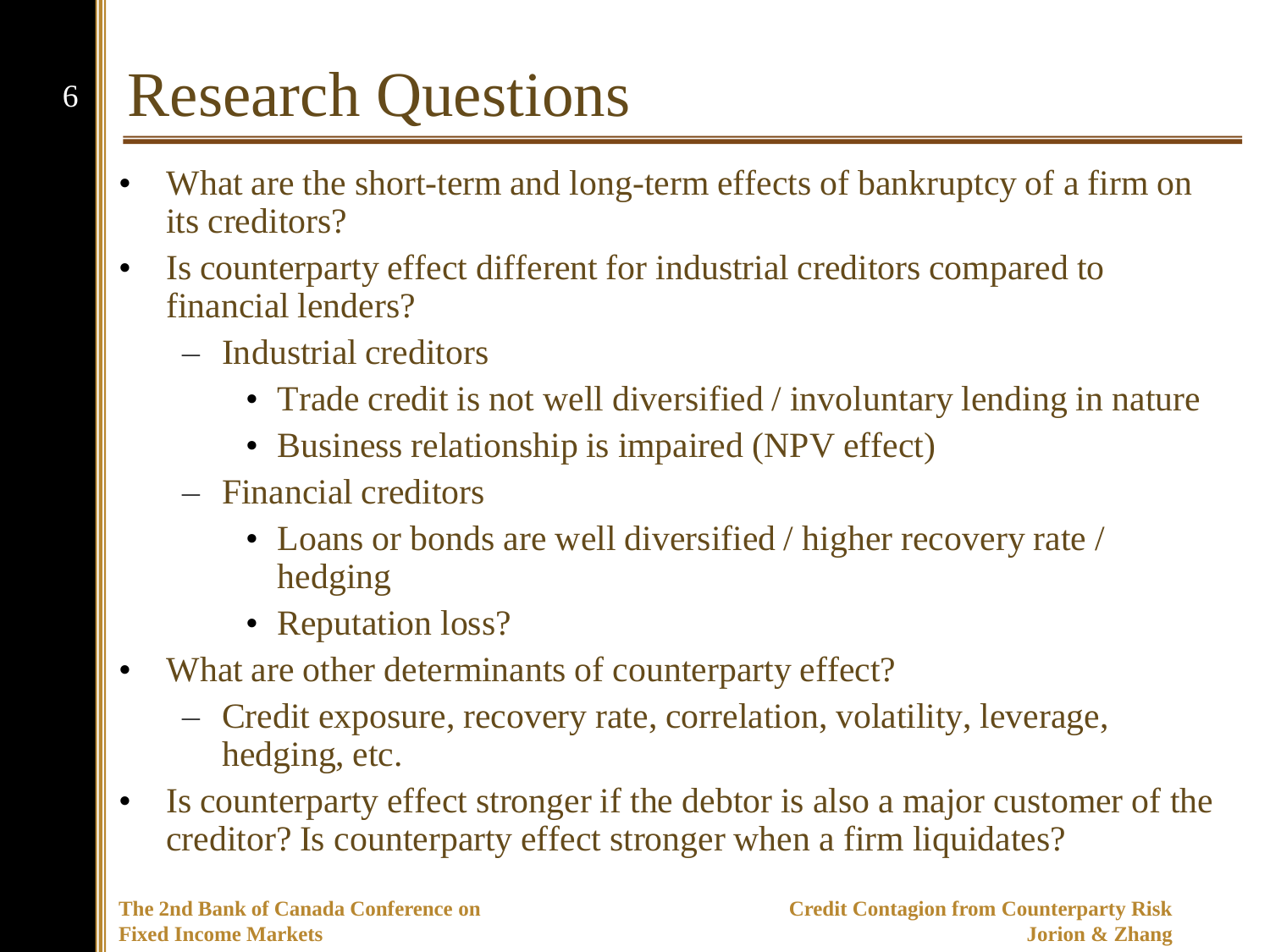# Research Questions

- What are the short-term and long-term effects of bankruptcy of a firm on its creditors?
- Is counterparty effect different for industrial creditors compared to financial lenders?
  - Industrial creditors
    - Trade credit is not well diversified / involuntary lending in nature
    - Business relationship is impaired (NPV effect)
  - Financial creditors
    - Loans or bonds are well diversified / higher recovery rate / hedging
    - Reputation loss?
- What are other determinants of counterparty effect?
  - Credit exposure, recovery rate, correlation, volatility, leverage, hedging, etc.
- Is counterparty effect stronger if the debtor is also a major customer of the creditor? Is counterparty effect stronger when a firm liquidates?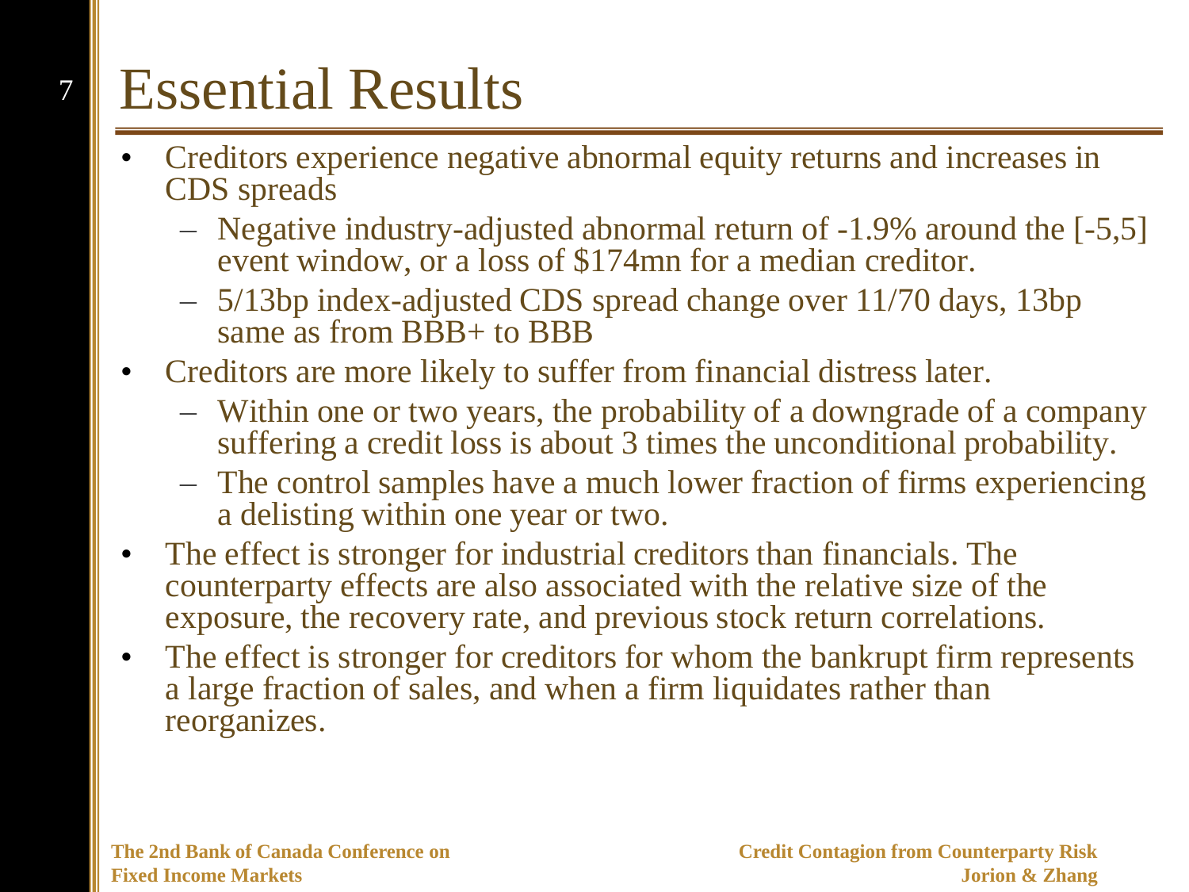# Essential Results

- Creditors experience negative abnormal equity returns and increases in CDS spreads
  - Negative industry-adjusted abnormal return of -1.9% around the [-5,5] event window, or a loss of $174mn for a median creditor.
  - 5/13bp index-adjusted CDS spread change over 11/70 days, 13bp same as from BBB+ to BBB
- Creditors are more likely to suffer from financial distress later.
  - Within one or two years, the probability of a downgrade of a company suffering a credit loss is about 3 times the unconditional probability.
  - The control samples have a much lower fraction of firms experiencing a delisting within one year or two.
- The effect is stronger for industrial creditors than financials. The counterparty effects are also associated with the relative size of the exposure, the recovery rate, and previous stock return correlations.
- The effect is stronger for creditors for whom the bankrupt firm represents a large fraction of sales, and when a firm liquidates rather than reorganizes.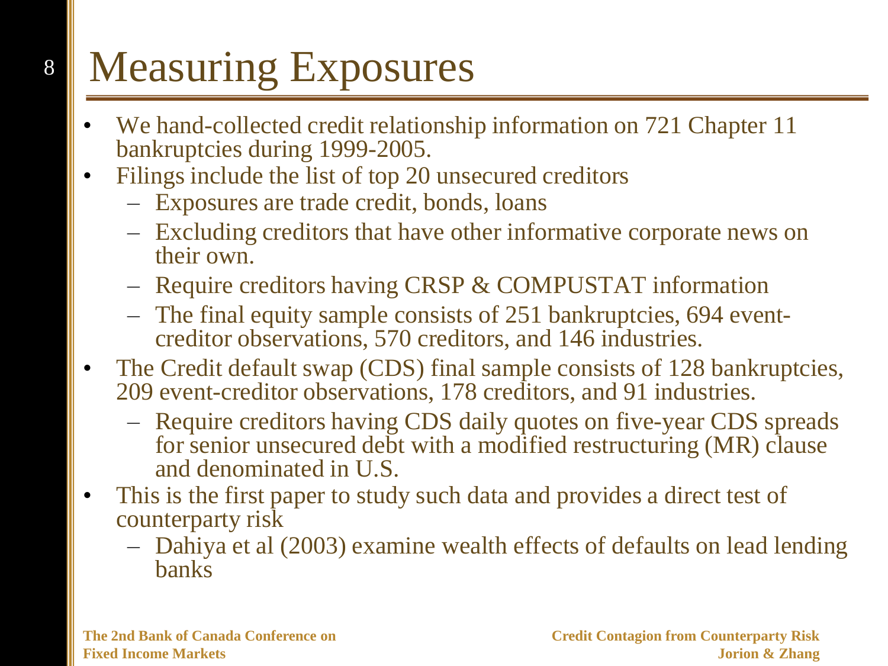# Measuring Exposures

- We hand-collected credit relationship information on 721 Chapter 11 bankruptcies during 1999-2005.
- Filings include the list of top 20 unsecured creditors
  - Exposures are trade credit, bonds, loans
  - Excluding creditors that have other informative corporate news on their own.
  - Require creditors having CRSP & COMPUSTAT information
  - The final equity sample consists of 251 bankruptcies, 694 event-creditor observations, 570 creditors, and 146 industries.
- The Credit default swap (CDS) final sample consists of 128 bankruptcies, 209 event-creditor observations, 178 creditors, and 91 industries.
  - Require creditors having CDS daily quotes on five-year CDS spreads for senior unsecured debt with a modified restructuring (MR) clause and denominated in U.S.
- This is the first paper to study such data and provides a direct test of counterparty risk
  - Dahiya et al (2003) examine wealth effects of defaults on lead lending banks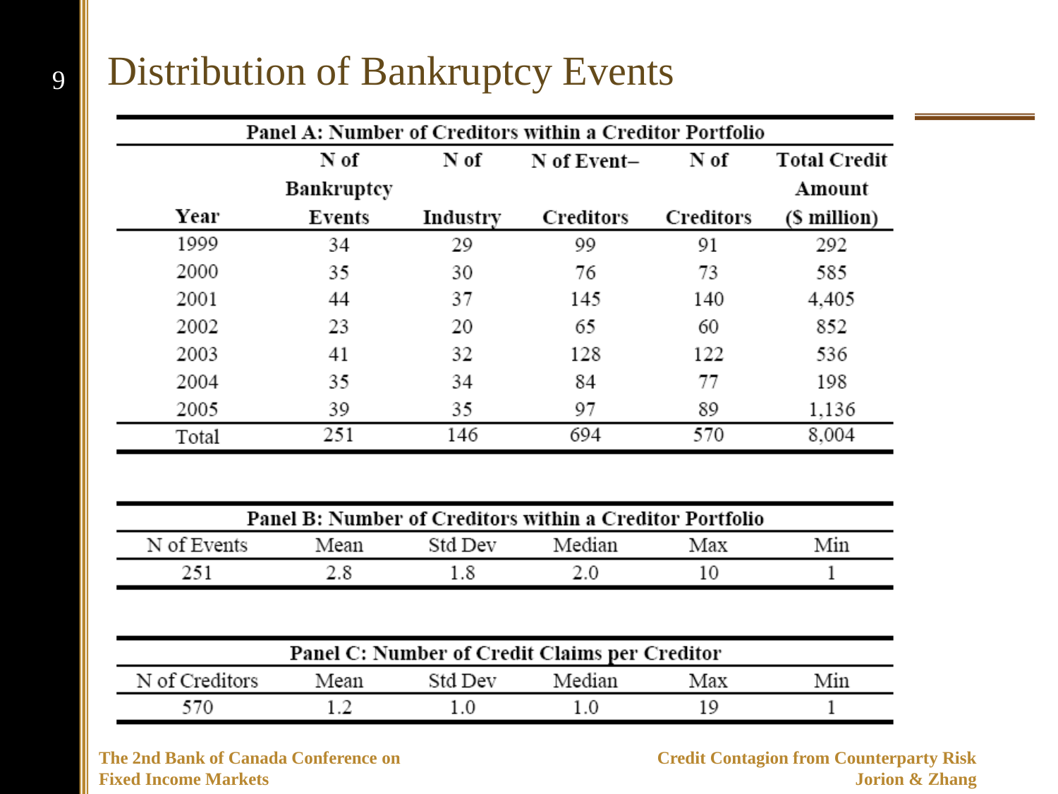# Distribution of Bankruptcy Events

| Panel A: Number of Creditors within a Creditor Portfolio | | | | | |
|---|---|---|---|---|---|
| Year | N of Bankruptcy Events | N of Industry | N of Event–Creditors | N of Creditors | Total Credit Amount ($ million) |
| 1999 | 34 | 29 | 99 | 91 | 292 |
| 2000 | 35 | 30 | 76 | 73 | 585 |
| 2001 | 44 | 37 | 145 | 140 | 4,405 |
| 2002 | 23 | 20 | 65 | 60 | 852 |
| 2003 | 41 | 32 | 128 | 122 | 536 |
| 2004 | 35 | 34 | 84 | 77 | 198 |
| 2005 | 39 | 35 | 97 | 89 | 1,136 |
| Total | 251 | 146 | 694 | 570 | 8,004 |

| Panel B: Number of Creditors within a Creditor Portfolio | | | | | |
|---|---|---|---|---|---|
| N of Events | Mean | Std Dev | Median | Max | Min |
| 251 | 2.8 | 1.8 | 2.0 | 10 | 1 |

| Panel C: Number of Credit Claims per Creditor | | | | | |
|---|---|---|---|---|---|
| N of Creditors | Mean | Std Dev | Median | Max | Min |
| 570 | 1.2 | 1.0 | 1.0 | 19 | 1 |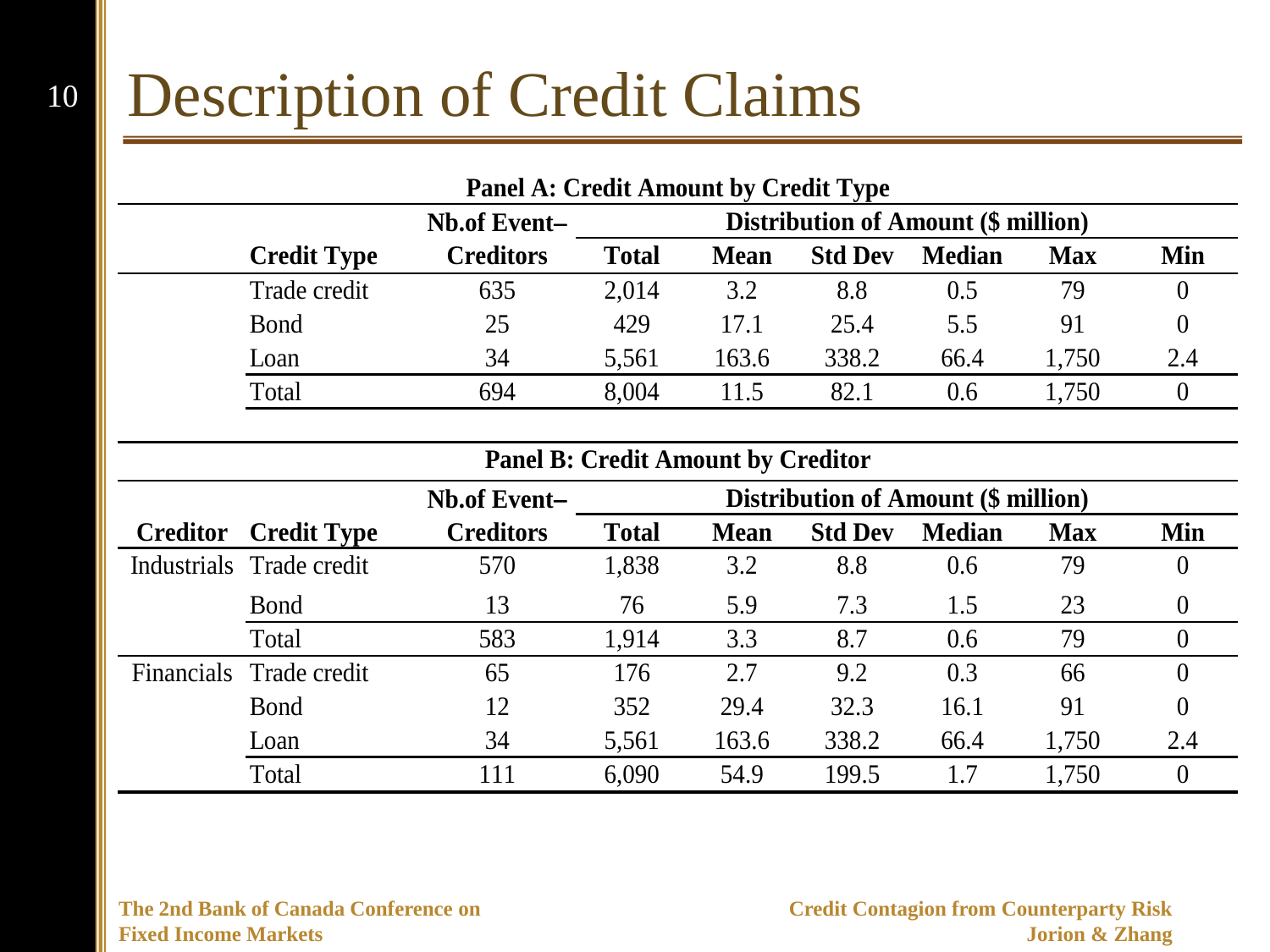# Description of Credit Claims

**Panel A: Credit Amount by Credit Type**

| Credit Type | Nb.of Event–Creditors | Distribution of Amount ($ million) | | | | | |
|---|---|---|---|---|---|---|---|
| | | Total | Mean | Std Dev | Median | Max | Min |
| Trade credit | 635 | 2,014 | 3.2 | 8.8 | 0.5 | 79 | 0 |
| Bond | 25 | 429 | 17.1 | 25.4 | 5.5 | 91 | 0 |
| Loan | 34 | 5,561 | 163.6 | 338.2 | 66.4 | 1,750 | 2.4 |
| Total | 694 | 8,004 | 11.5 | 82.1 | 0.6 | 1,750 | 0 |

**Panel B: Credit Amount by Creditor**

| Creditor | Credit Type | Nb.of Event–Creditors | Distribution of Amount ($ million) | | | | | |
|---|---|---|---|---|---|---|---|---|
| | | | Total | Mean | Std Dev | Median | Max | Min |
| Industrials | Trade credit | 570 | 1,838 | 3.2 | 8.8 | 0.6 | 79 | 0 |
| | Bond | 13 | 76 | 5.9 | 7.3 | 1.5 | 23 | 0 |
| | Total | 583 | 1,914 | 3.3 | 8.7 | 0.6 | 79 | 0 |
| Financials | Trade credit | 65 | 176 | 2.7 | 9.2 | 0.3 | 66 | 0 |
| | Bond | 12 | 352 | 29.4 | 32.3 | 16.1 | 91 | 0 |
| | Loan | 34 | 5,561 | 163.6 | 338.2 | 66.4 | 1,750 | 2.4 |
| | Total | 111 | 6,090 | 54.9 | 199.5 | 1.7 | 1,750 | 0 |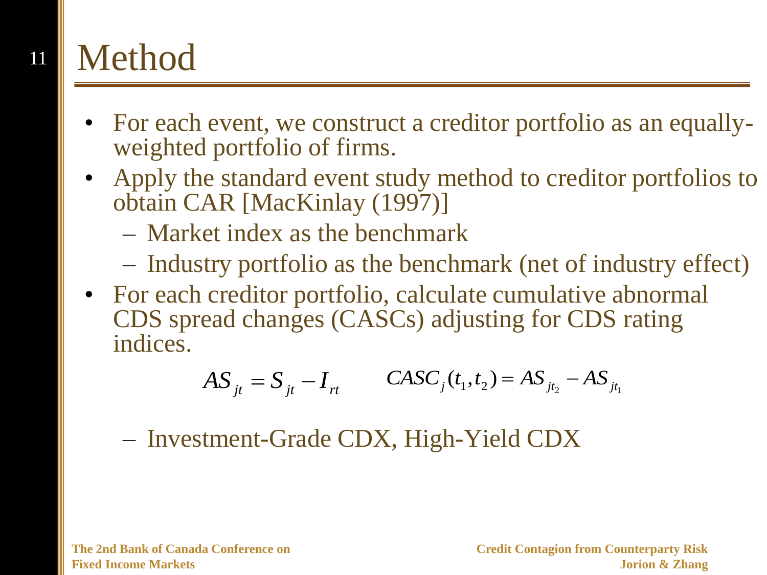# Method

- For each event, we construct a creditor portfolio as an equally-weighted portfolio of firms.
- Apply the standard event study method to creditor portfolios to obtain CAR [MacKinlay (1997)]
  - Market index as the benchmark
  - Industry portfolio as the benchmark (net of industry effect)
- For each creditor portfolio, calculate cumulative abnormal CDS spread changes (CASCs) adjusting for CDS rating indices.

$$AS_{jt} = S_{jt} - I_{rt} \qquad CASC_j(t_1, t_2) = AS_{jt_2} - AS_{jt_1}$$

  - Investment-Grade CDX, High-Yield CDX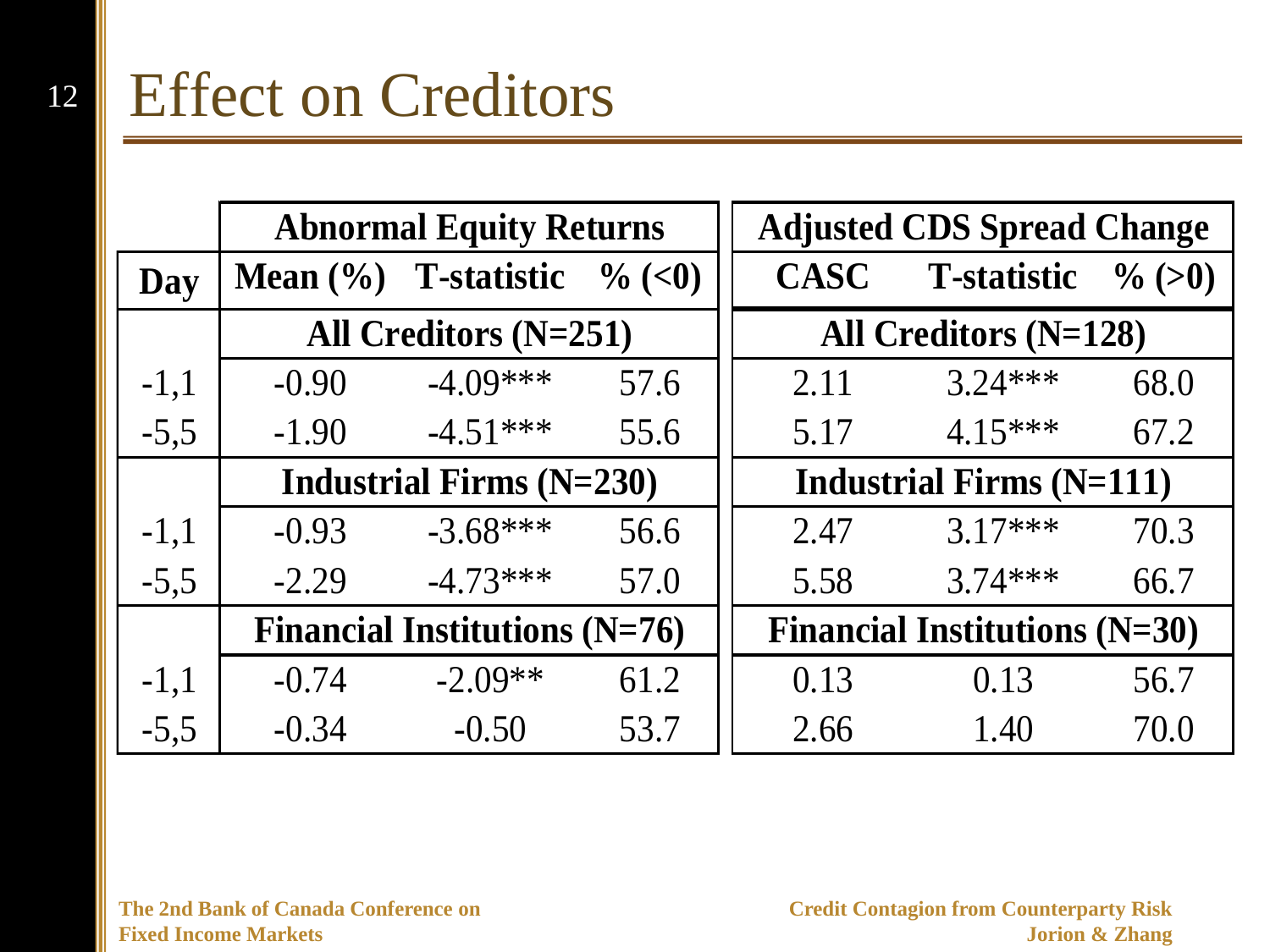# Effect on Creditors

| | Abnormal Equity Returns | | | Adjusted CDS Spread Change | | |
|---|---|---|---|---|---|---|
| **Day** | **Mean (%)** | **T-statistic** | **% (<0)** | **CASC** | **T-statistic** | **% (>0)** |
| | **All Creditors (N=251)** | | | **All Creditors (N=128)** | | |
| -1,1 | -0.90 | -4.09*** | 57.6 | 2.11 | 3.24*** | 68.0 |
| -5,5 | -1.90 | -4.51*** | 55.6 | 5.17 | 4.15*** | 67.2 |
| | **Industrial Firms (N=230)** | | | **Industrial Firms (N=111)** | | |
| -1,1 | -0.93 | -3.68*** | 56.6 | 2.47 | 3.17*** | 70.3 |
| -5,5 | -2.29 | -4.73*** | 57.0 | 5.58 | 3.74*** | 66.7 |
| | **Financial Institutions (N=76)** | | | **Financial Institutions (N=30)** | | |
| -1,1 | -0.74 | -2.09** | 61.2 | 0.13 | 0.13 | 56.7 |
| -5,5 | -0.34 | -0.50 | 53.7 | 2.66 | 1.40 | 70.0 |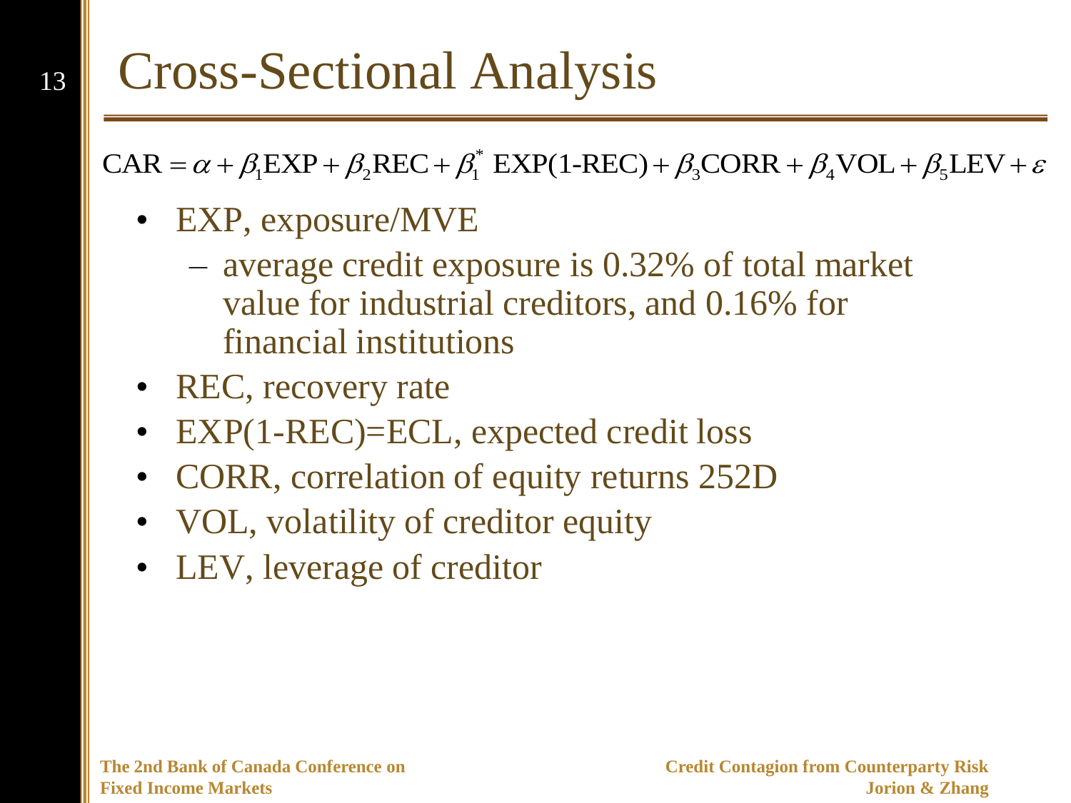# Cross-Sectional Analysis

$$\text{CAR} = \alpha + \beta_1 \text{EXP} + \beta_2 \text{REC} + \beta_1^* \ \text{EXP(1-REC)} + \beta_3 \text{CORR} + \beta_4 \text{VOL} + \beta_5 \text{LEV} + \varepsilon$$

- EXP, exposure/MVE
  - average credit exposure is 0.32% of total market value for industrial creditors, and 0.16% for financial institutions
- REC, recovery rate
- EXP(1-REC)=ECL, expected credit loss
- CORR, correlation of equity returns 252D
- VOL, volatility of creditor equity
- LEV, leverage of creditor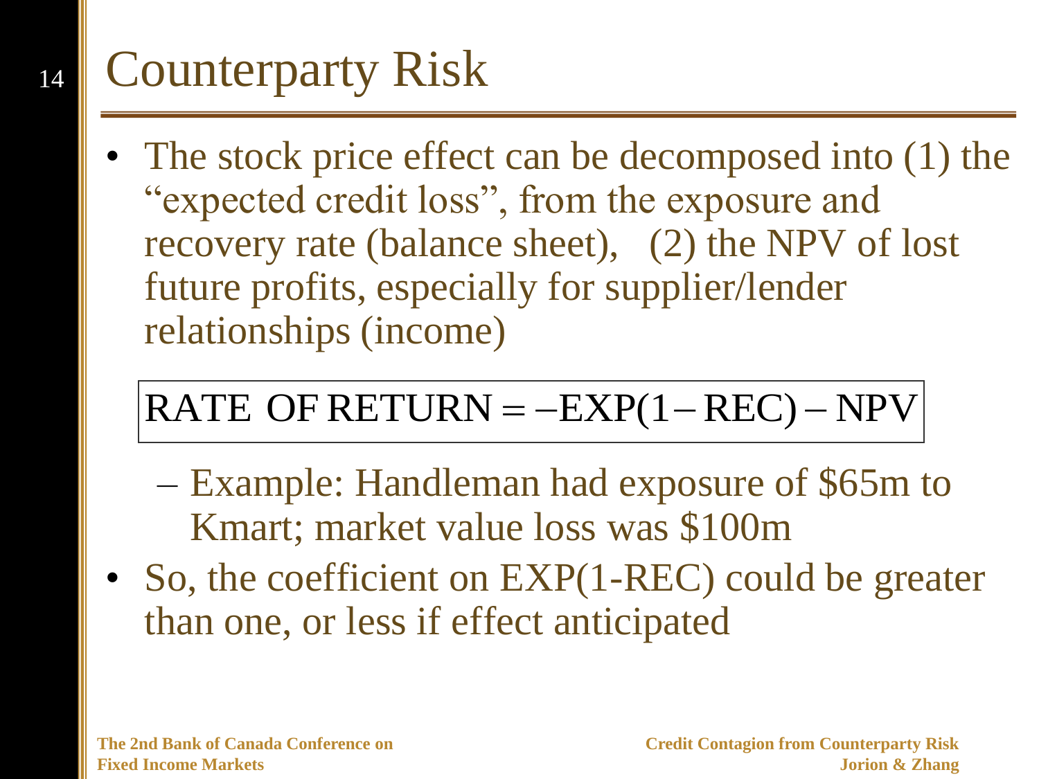# Counterparty Risk

- The stock price effect can be decomposed into (1) the "expected credit loss", from the exposure and recovery rate (balance sheet), (2) the NPV of lost future profits, especially for supplier/lender relationships (income)

$$\text{RATE OF RETURN} = -\text{EXP}(1 - \text{REC}) - \text{NPV}$$

  - Example: Handleman had exposure of $65m to Kmart; market value loss was $100m

- So, the coefficient on EXP(1-REC) could be greater than one, or less if effect anticipated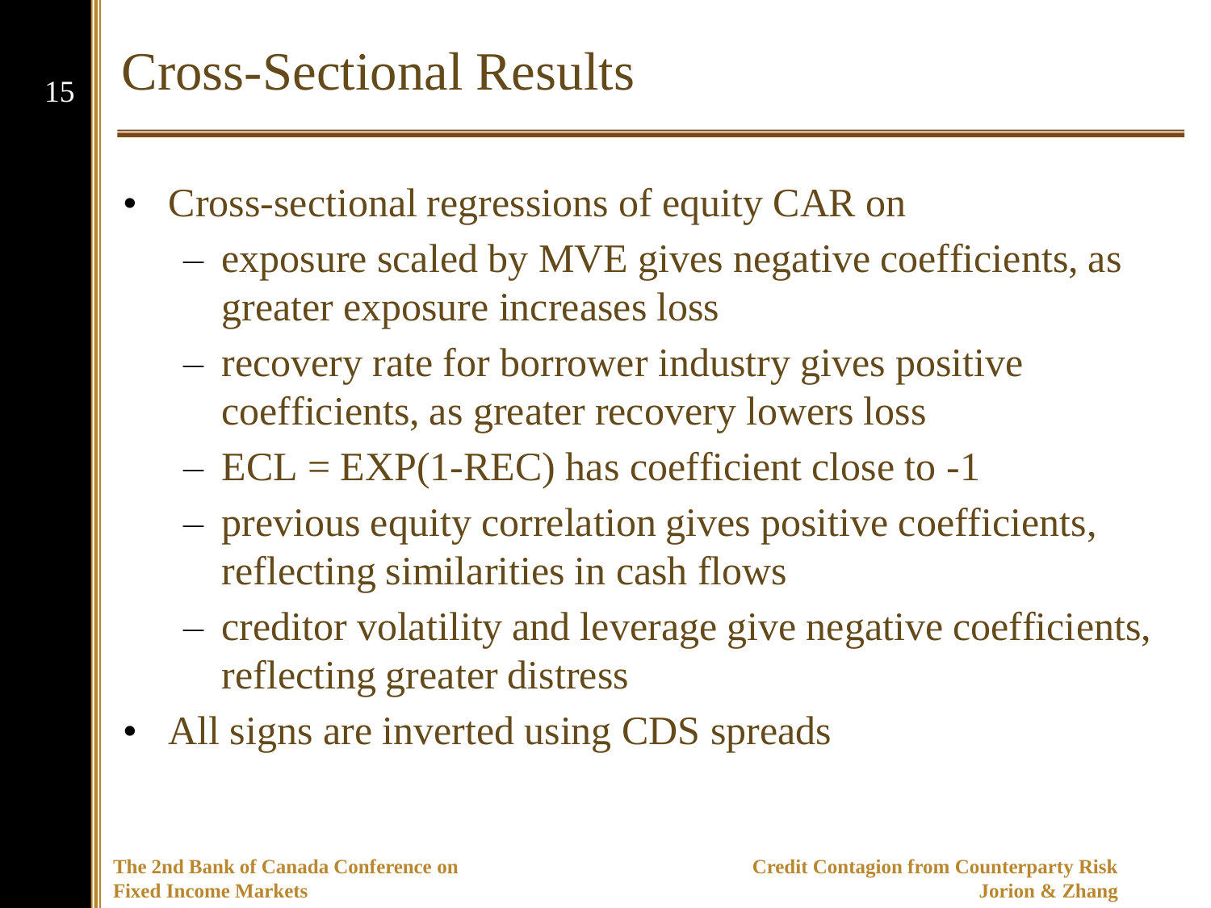# Cross-Sectional Results

- Cross-sectional regressions of equity CAR on
  - exposure scaled by MVE gives negative coefficients, as greater exposure increases loss
  - recovery rate for borrower industry gives positive coefficients, as greater recovery lowers loss
  - ECL = EXP(1-REC) has coefficient close to -1
  - previous equity correlation gives positive coefficients, reflecting similarities in cash flows
  - creditor volatility and leverage give negative coefficients, reflecting greater distress
- All signs are inverted using CDS spreads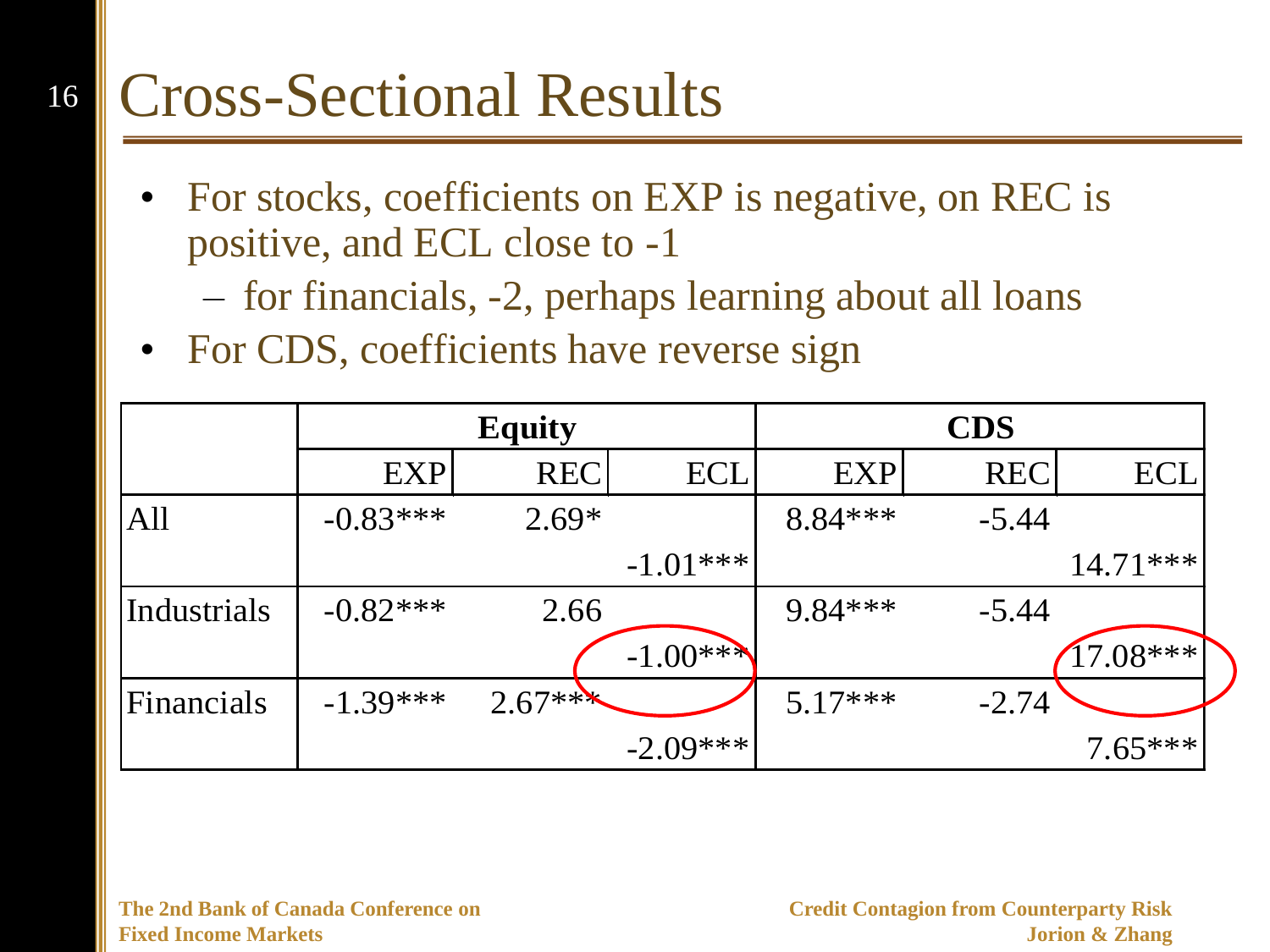# Cross-Sectional Results

- For stocks, coefficients on EXP is negative, on REC is positive, and ECL close to -1
  - for financials, -2, perhaps learning about all loans
- For CDS, coefficients have reverse sign

| | Equity | | | CDS | | |
|---|---|---|---|---|---|---|
| | EXP | REC | ECL | EXP | REC | ECL |
| All | -0.83*** | 2.69* | | 8.84*** | -5.44 | |
| | | | -1.01*** | | | 14.71*** |
| Industrials | -0.82*** | 2.66 | | 9.84*** | -5.44 | |
| | | | -1.00*** | | | 17.08*** |
| Financials | -1.39*** | 2.67*** | | 5.17*** | -2.74 | |
| | | | -2.09*** | | | 7.65*** |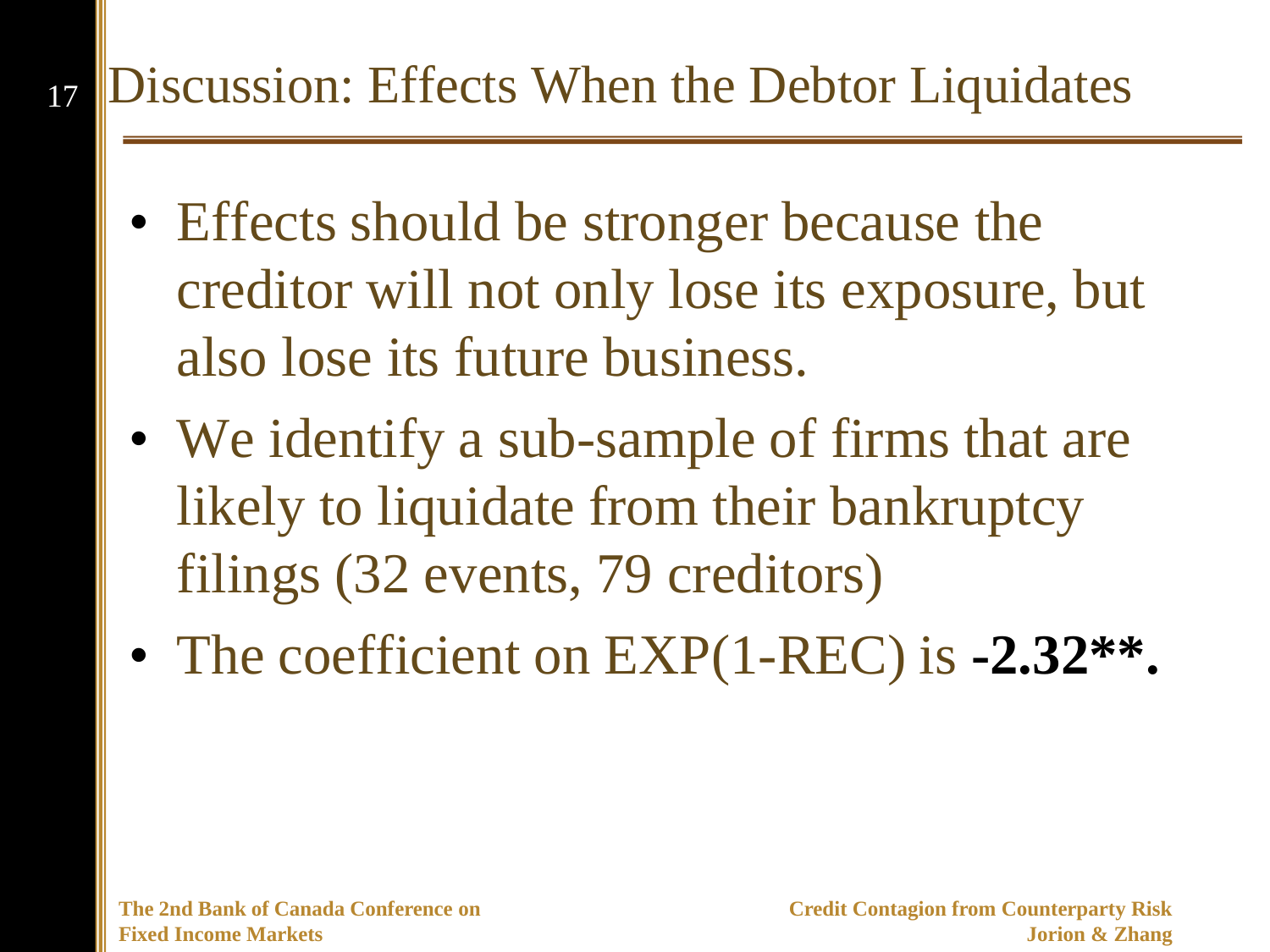# Discussion: Effects When the Debtor Liquidates

- Effects should be stronger because the creditor will not only lose its exposure, but also lose its future business.
- We identify a sub-sample of firms that are likely to liquidate from their bankruptcy filings (32 events, 79 creditors)
- The coefficient on EXP(1-REC) is **-2.32\*\*.**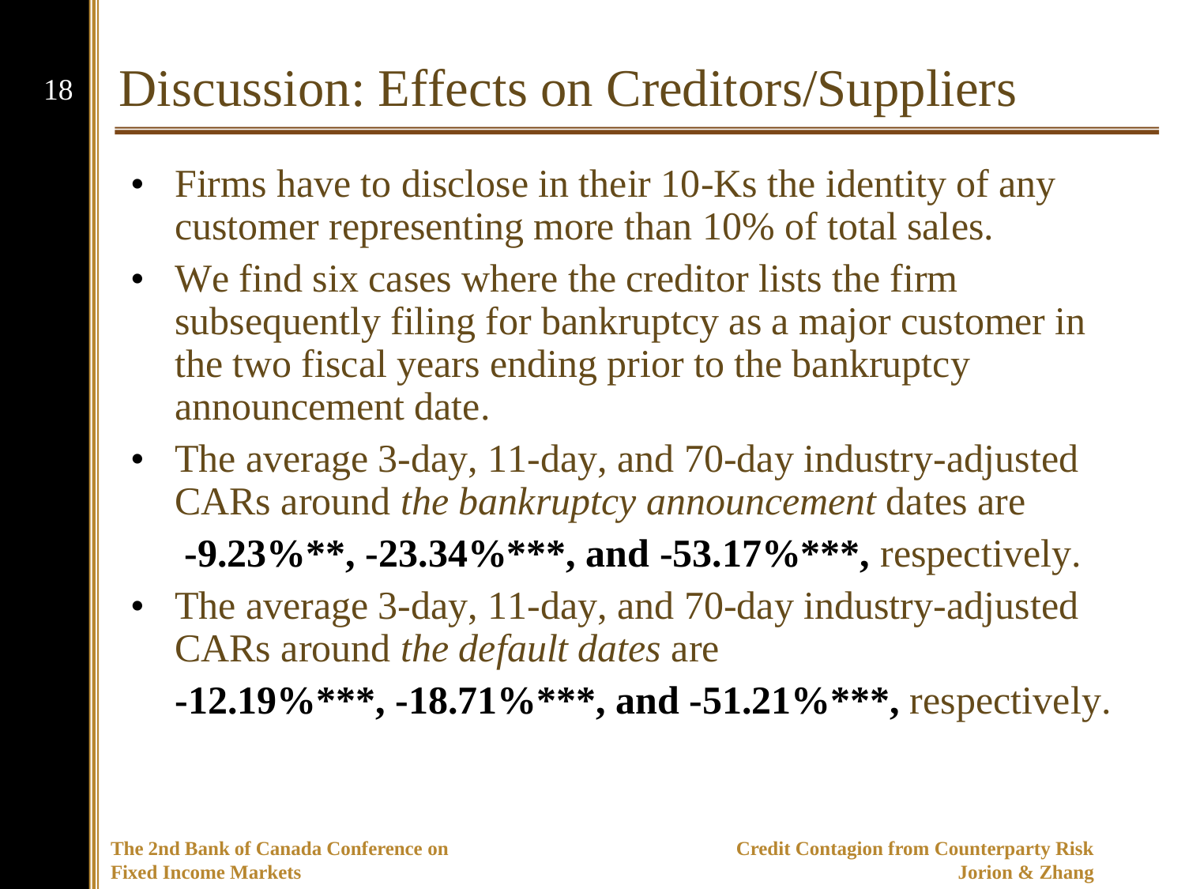# Discussion: Effects on Creditors/Suppliers

- Firms have to disclose in their 10-Ks the identity of any customer representing more than 10% of total sales.
- We find six cases where the creditor lists the firm subsequently filing for bankruptcy as a major customer in the two fiscal years ending prior to the bankruptcy announcement date.
- The average 3-day, 11-day, and 70-day industry-adjusted CARs around *the bankruptcy announcement* dates are **-9.23%**, -23.34%***, and -53.17%***,** respectively.
- The average 3-day, 11-day, and 70-day industry-adjusted CARs around *the default dates* are **-12.19%***, -18.71%***, and -51.21%***,** respectively.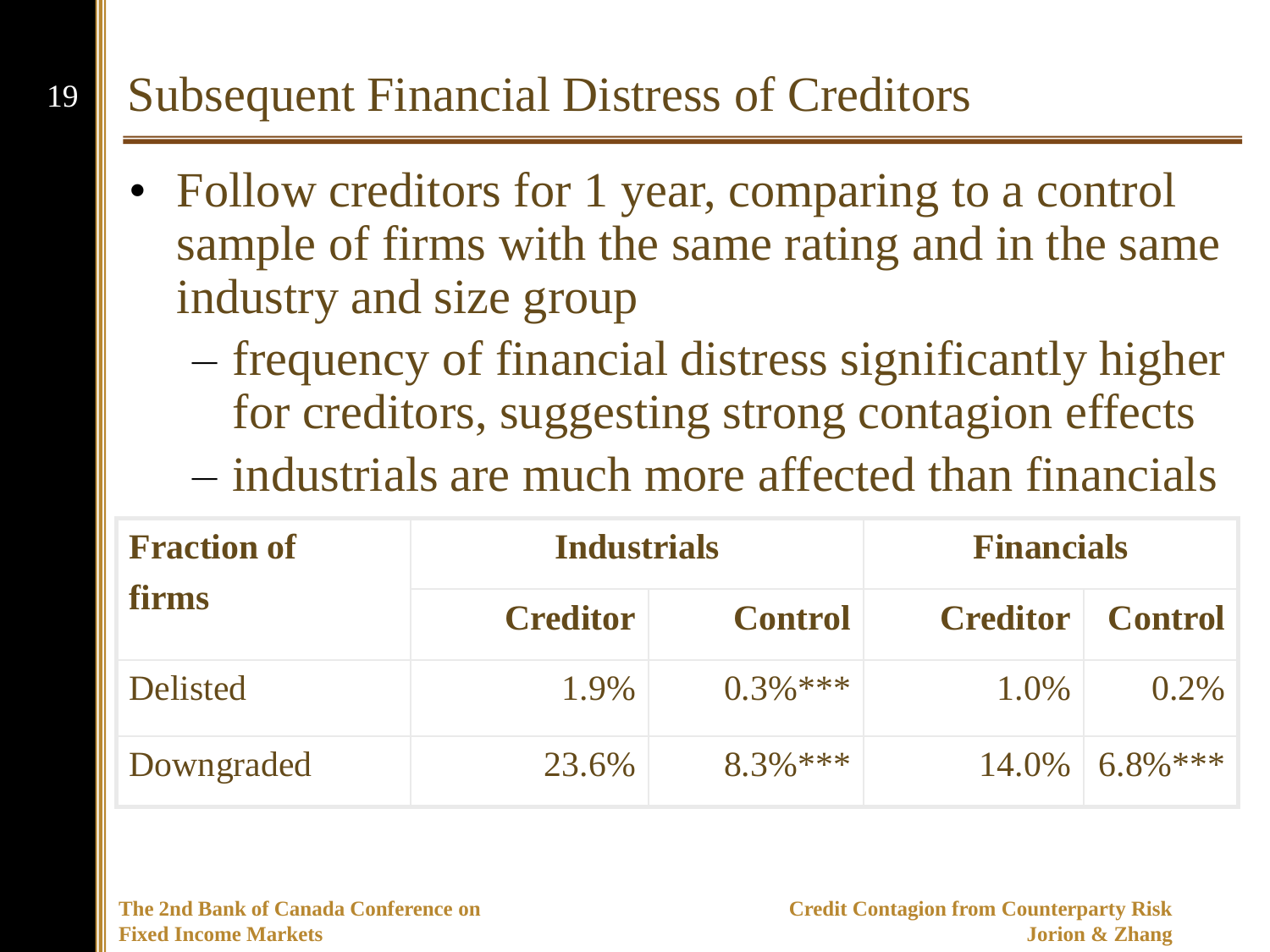# Subsequent Financial Distress of Creditors

- Follow creditors for 1 year, comparing to a control sample of firms with the same rating and in the same industry and size group
  - frequency of financial distress significantly higher for creditors, suggesting strong contagion effects
  - industrials are much more affected than financials

| **Fraction of firms** | **Industrials** | | **Financials** | |
|---|---|---|---|---|
| | **Creditor** | **Control** | **Creditor** | **Control** |
| Delisted | 1.9% | 0.3%*** | 1.0% | 0.2% |
| Downgraded | 23.6% | 8.3%*** | 14.0% | 6.8%*** |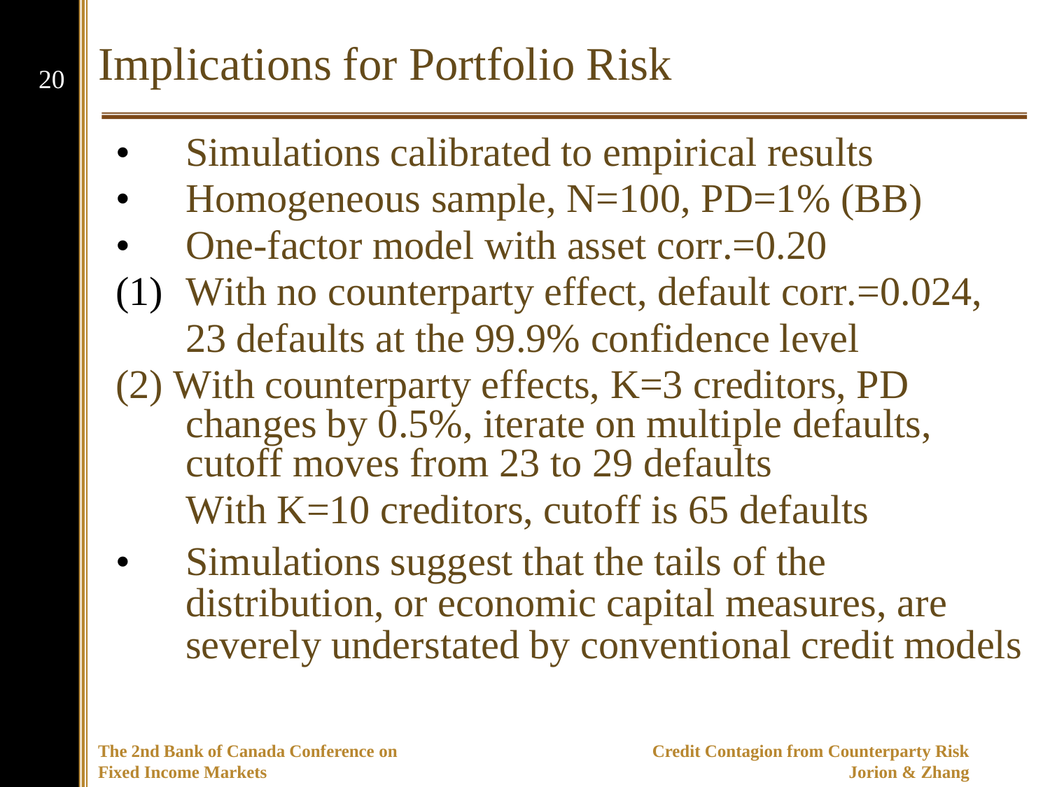# Implications for Portfolio Risk

- Simulations calibrated to empirical results
- Homogeneous sample, N=100, PD=1% (BB)
- One-factor model with asset corr.=0.20

(1) With no counterparty effect, default corr.=0.024, 23 defaults at the 99.9% confidence level

(2) With counterparty effects, K=3 creditors, PD changes by 0.5%, iterate on multiple defaults, cutoff moves from 23 to 29 defaults

With K=10 creditors, cutoff is 65 defaults

- Simulations suggest that the tails of the distribution, or economic capital measures, are severely understated by conventional credit models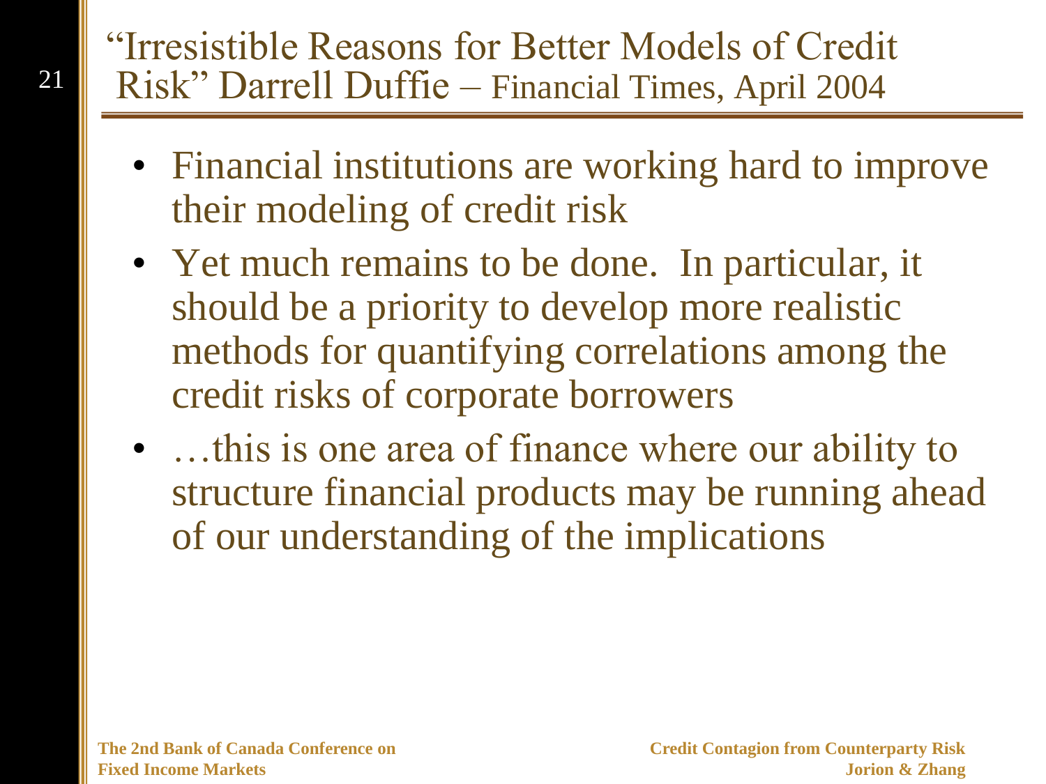# "Irresistible Reasons for Better Models of Credit Risk" Darrell Duffie – Financial Times, April 2004

- Financial institutions are working hard to improve their modeling of credit risk
- Yet much remains to be done. In particular, it should be a priority to develop more realistic methods for quantifying correlations among the credit risks of corporate borrowers
- …this is one area of finance where our ability to structure financial products may be running ahead of our understanding of the implications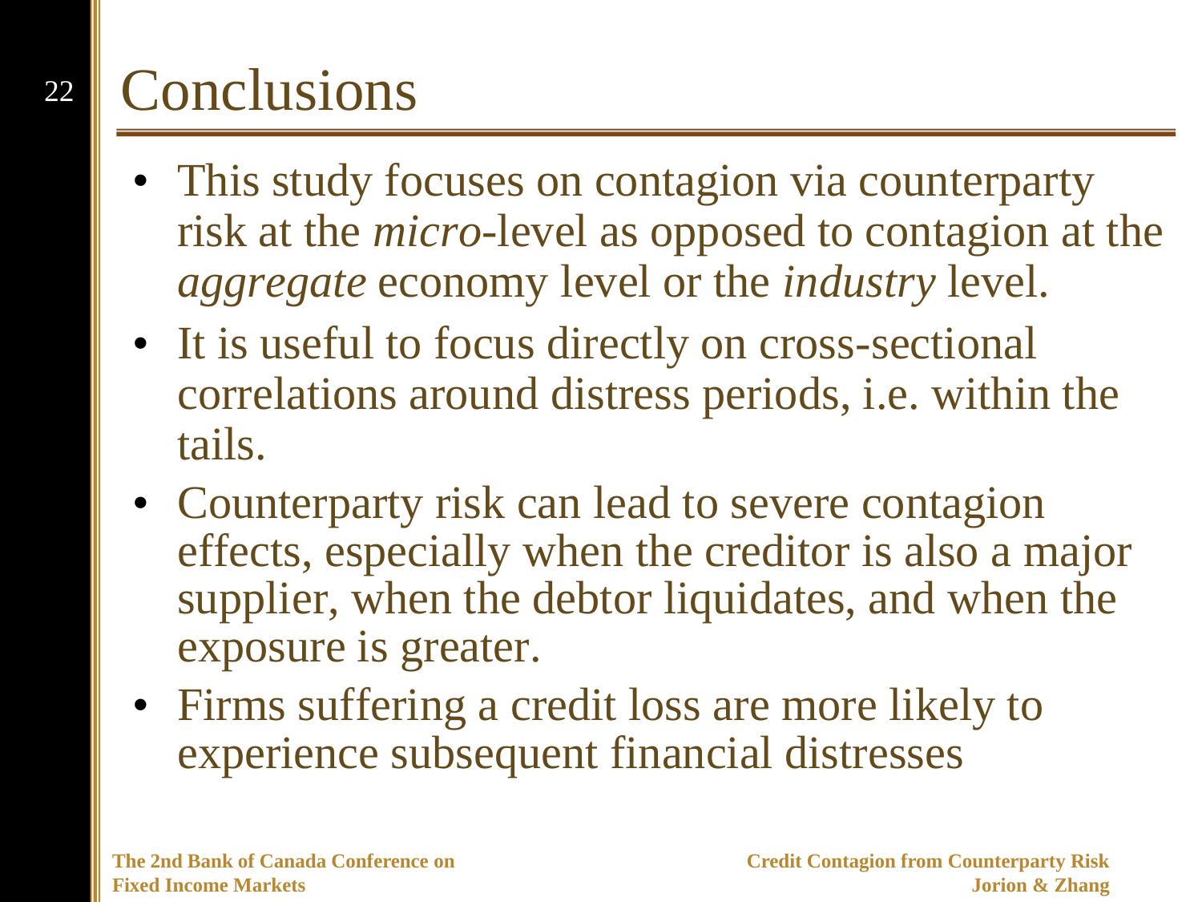# Conclusions

- This study focuses on contagion via counterparty risk at the *micro*-level as opposed to contagion at the *aggregate* economy level or the *industry* level.
- It is useful to focus directly on cross-sectional correlations around distress periods, i.e. within the tails.
- Counterparty risk can lead to severe contagion effects, especially when the creditor is also a major supplier, when the debtor liquidates, and when the exposure is greater.
- Firms suffering a credit loss are more likely to experience subsequent financial distresses